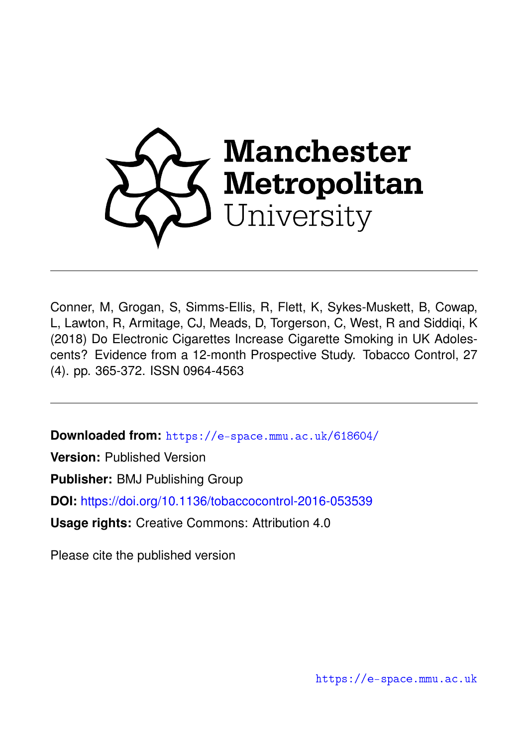Manchester Metropolitan University

Conner, M, Grogan, S, Simms-Ellis, R, Flett, K, Sykes-Muskett, B, Cowap, L, Lawton, R, Armitage, CJ, Meads, D, Torgerson, C, West, R and Siddiqi, K (2018) Do Electronic Cigarettes Increase Cigarette Smoking in UK Adolescents? Evidence from a 12-month Prospective Study. Tobacco Control, 27 (4). pp. 365-372. ISSN 0964-4563

**Downloaded from:** https://e-space.mmu.ac.uk/618604/

**Version:** Published Version

**Publisher:** BMJ Publishing Group

**DOI:** https://doi.org/10.1136/tobaccocontrol-2016-053539

**Usage rights:** Creative Commons: Attribution 4.0

Please cite the published version

https://e-space.mmu.ac.uk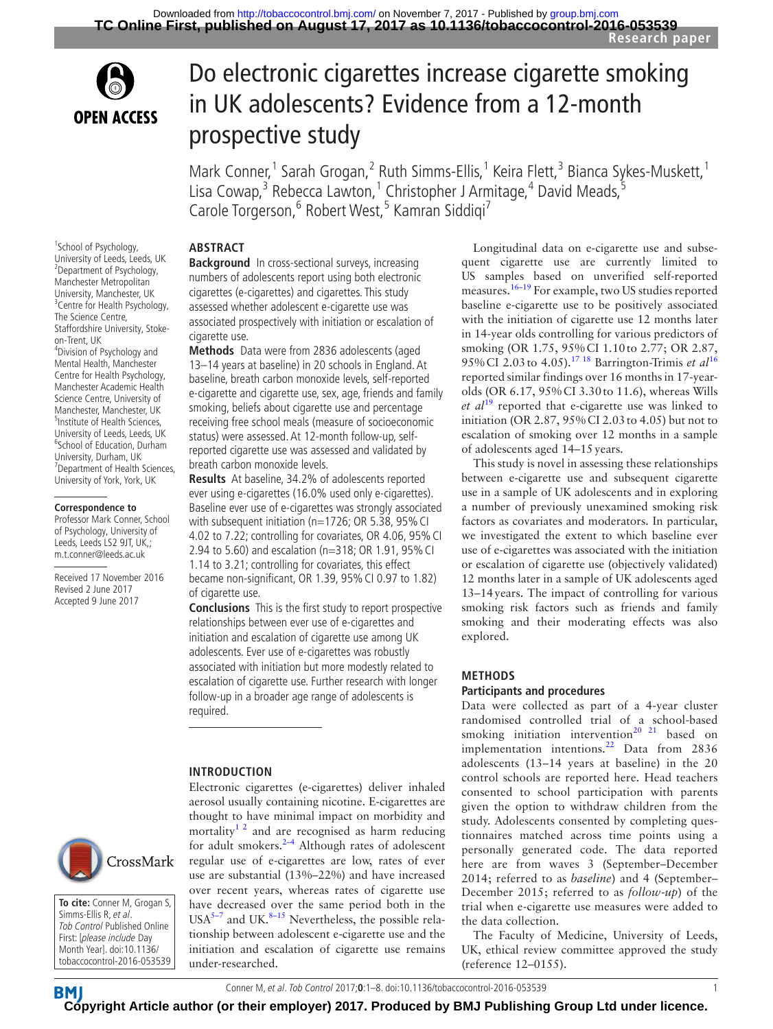# Do electronic cigarettes increase cigarette smoking in UK adolescents? Evidence from a 12-month prospective study

Mark Conner,[1] Sarah Grogan,[2] Ruth Simms-Ellis,[1] Keira Flett,[3] Bianca Sykes-Muskett,[1] Lisa Cowap,[3] Rebecca Lawton,[1] Christopher J Armitage,[4] David Meads,[5] Carole Torgerson,[6] Robert West,[5] Kamran Siddiqi[7]

[1]School of Psychology, University of Leeds, Leeds, UK
[2]Department of Psychology, Manchester Metropolitan University, Manchester, UK
[3]Centre for Health Psychology, The Science Centre, Staffordshire University, Stoke-on-Trent, UK
[4]Division of Psychology and Mental Health, Manchester Centre for Health Psychology, Manchester Academic Health Science Centre, University of Manchester, Manchester, UK
[5]Institute of Health Sciences, University of Leeds, Leeds, UK
[6]School of Education, Durham University, Durham, UK
[7]Department of Health Sciences, University of York, York, UK

**Correspondence to**
Professor Mark Conner, School of Psychology, University of Leeds, Leeds LS2 9JT, UK,; m.t.conner@leeds.ac.uk

Received 17 November 2016
Revised 2 June 2017
Accepted 9 June 2017

**To cite:** Conner M, Grogan S, Simms-Ellis R, *et al*. *Tob Control* Published Online First: [*please include* Day Month Year]. doi:10.1136/tobaccocontrol-2016-053539

## ABSTRACT

**Background** In cross-sectional surveys, increasing numbers of adolescents report using both electronic cigarettes (e-cigarettes) and cigarettes. This study assessed whether adolescent e-cigarette use was associated prospectively with initiation or escalation of cigarette use.

**Methods** Data were from 2836 adolescents (aged 13–14 years at baseline) in 20 schools in England. At baseline, breath carbon monoxide levels, self-reported e-cigarette and cigarette use, sex, age, friends and family smoking, beliefs about cigarette use and percentage receiving free school meals (measure of socioeconomic status) were assessed. At 12-month follow-up, self-reported cigarette use was assessed and validated by breath carbon monoxide levels.

**Results** At baseline, 34.2% of adolescents reported ever using e-cigarettes (16.0% used only e-cigarettes). Baseline ever use of e-cigarettes was strongly associated with subsequent initiation (n=1726; OR 5.38, 95% CI 4.02 to 7.22; controlling for covariates, OR 4.06, 95% CI 2.94 to 5.60) and escalation (n=318; OR 1.91, 95% CI 1.14 to 3.21; controlling for covariates, this effect became non-significant, OR 1.39, 95% CI 0.97 to 1.82) of cigarette use.

**Conclusions** This is the first study to report prospective relationships between ever use of e-cigarettes and initiation and escalation of cigarette use among UK adolescents. Ever use of e-cigarettes was robustly associated with initiation but more modestly related to escalation of cigarette use. Further research with longer follow-up in a broader age range of adolescents is required.

## INTRODUCTION

Electronic cigarettes (e-cigarettes) deliver inhaled aerosol usually containing nicotine. E-cigarettes are thought to have minimal impact on morbidity and mortality[1 2] and are recognised as harm reducing for adult smokers.[2–4] Although rates of adolescent regular use of e-cigarettes are low, rates of ever use are substantial (13%–22%) and have increased over recent years, whereas rates of cigarette use have decreased over the same period both in the USA[5–7] and UK.[8–15] Nevertheless, the possible relationship between adolescent e-cigarette use and the initiation and escalation of cigarette use remains under-researched.

Longitudinal data on e-cigarette use and subsequent cigarette use are currently limited to US samples based on unverified self-reported measures.[16–19] For example, two US studies reported baseline e-cigarette use to be positively associated with the initiation of cigarette use 12 months later in 14-year olds controlling for various predictors of smoking (OR 1.75, 95% CI 1.10 to 2.77; OR 2.87, 95% CI 2.03 to 4.05).[17 18] Barrington-Trimis *et al*[16] reported similar findings over 16 months in 17-year-olds (OR 6.17, 95% CI 3.30 to 11.6), whereas Wills *et al*[19] reported that e-cigarette use was linked to initiation (OR 2.87, 95% CI 2.03 to 4.05) but not to escalation of smoking over 12 months in a sample of adolescents aged 14–15 years.

This study is novel in assessing these relationships between e-cigarette use and subsequent cigarette use in a sample of UK adolescents and in exploring a number of previously unexamined smoking risk factors as covariates and moderators. In particular, we investigated the extent to which baseline ever use of e-cigarettes was associated with the initiation or escalation of cigarette use (objectively validated) 12 months later in a sample of UK adolescents aged 13–14 years. The impact of controlling for various smoking risk factors such as friends and family smoking and their moderating effects was also explored.

## METHODS

### Participants and procedures

Data were collected as part of a 4-year cluster randomised controlled trial of a school-based smoking initiation intervention[20 21] based on implementation intentions.[22] Data from 2836 adolescents (13–14 years at baseline) in the 20 control schools are reported here. Head teachers consented to school participation with parents given the option to withdraw children from the study. Adolescents consented by completing questionnaires matched across time points using a personally generated code. The data reported here are from waves 3 (September–December 2014; referred to as *baseline*) and 4 (September–December 2015; referred to as *follow-up*) of the trial when e-cigarette use measures were added to the data collection.

The Faculty of Medicine, University of Leeds, UK, ethical review committee approved the study (reference 12–0155).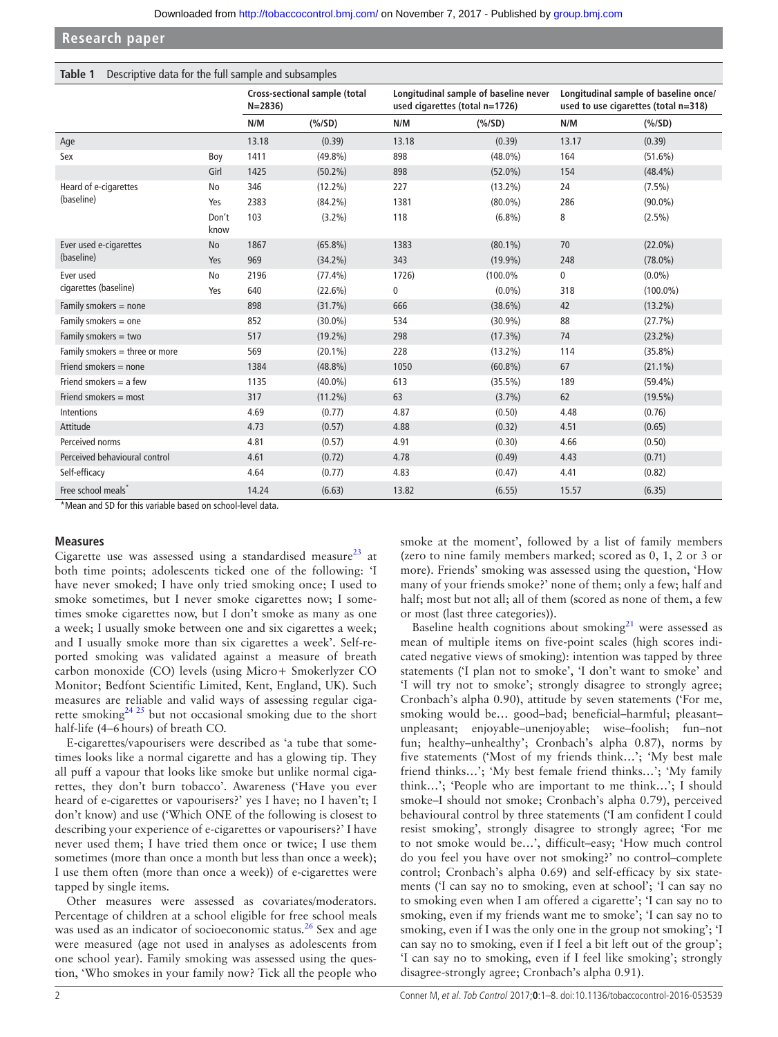**Table 1** Descriptive data for the full sample and subsamples

| | | Cross-sectional sample (total N=2836) | | Longitudinal sample of baseline never used cigarettes (total n=1726) | | Longitudinal sample of baseline once/used to use cigarettes (total n=318) | |
|---|---|---|---|---|---|---|---|
| | | N/M | (%/SD) | N/M | (%/SD) | N/M | (%/SD) |
| Age | | 13.18 | (0.39) | 13.18 | (0.39) | 13.17 | (0.39) |
| Sex | Boy | 1411 | (49.8%) | 898 | (48.0%) | 164 | (51.6%) |
| | Girl | 1425 | (50.2%) | 898 | (52.0%) | 154 | (48.4%) |
| Heard of e-cigarettes (baseline) | No | 346 | (12.2%) | 227 | (13.2%) | 24 | (7.5%) |
| | Yes | 2383 | (84.2%) | 1381 | (80.0%) | 286 | (90.0%) |
| | Don't know | 103 | (3.2%) | 118 | (6.8%) | 8 | (2.5%) |
| Ever used e-cigarettes (baseline) | No | 1867 | (65.8%) | 1383 | (80.1%) | 70 | (22.0%) |
| | Yes | 969 | (34.2%) | 343 | (19.9%) | 248 | (78.0%) |
| Ever used cigarettes (baseline) | No | 2196 | (77.4%) | 1726) | (100.0% | 0 | (0.0%) |
| | Yes | 640 | (22.6%) | 0 | (0.0%) | 318 | (100.0%) |
| Family smokers = none | | 898 | (31.7%) | 666 | (38.6%) | 42 | (13.2%) |
| Family smokers = one | | 852 | (30.0%) | 534 | (30.9%) | 88 | (27.7%) |
| Family smokers = two | | 517 | (19.2%) | 298 | (17.3%) | 74 | (23.2%) |
| Family smokers = three or more | | 569 | (20.1%) | 228 | (13.2%) | 114 | (35.8%) |
| Friend smokers = none | | 1384 | (48.8%) | 1050 | (60.8%) | 67 | (21.1%) |
| Friend smokers = a few | | 1135 | (40.0%) | 613 | (35.5%) | 189 | (59.4%) |
| Friend smokers = most | | 317 | (11.2%) | 63 | (3.7%) | 62 | (19.5%) |
| Intentions | | 4.69 | (0.77) | 4.87 | (0.50) | 4.48 | (0.76) |
| Attitude | | 4.73 | (0.57) | 4.88 | (0.32) | 4.51 | (0.65) |
| Perceived norms | | 4.81 | (0.57) | 4.91 | (0.30) | 4.66 | (0.50) |
| Perceived behavioural control | | 4.61 | (0.72) | 4.78 | (0.49) | 4.43 | (0.71) |
| Self-efficacy | | 4.64 | (0.77) | 4.83 | (0.47) | 4.41 | (0.82) |
| Free school meals* | | 14.24 | (6.63) | 13.82 | (6.55) | 15.57 | (6.35) |

*Mean and SD for this variable based on school-level data.

### Measures

Cigarette use was assessed using a standardised measure[23] at both time points; adolescents ticked one of the following: 'I have never smoked; I have only tried smoking once; I used to smoke sometimes, but I never smoke cigarettes now; I sometimes smoke cigarettes now, but I don't smoke as many as one a week; I usually smoke between one and six cigarettes a week; and I usually smoke more than six cigarettes a week'. Self-reported smoking was validated against a measure of breath carbon monoxide (CO) levels (using Micro+ Smokerlyzer CO Monitor; Bedfont Scientific Limited, Kent, England, UK). Such measures are reliable and valid ways of assessing regular cigarette smoking[24 25] but not occasional smoking due to the short half-life (4–6 hours) of breath CO.

E-cigarettes/vapourisers were described as 'a tube that sometimes looks like a normal cigarette and has a glowing tip. They all puff a vapour that looks like smoke but unlike normal cigarettes, they don't burn tobacco'. Awareness ('Have you ever heard of e-cigarettes or vapourisers?' yes I have; no I haven't; I don't know) and use ('Which ONE of the following is closest to describing your experience of e-cigarettes or vapourisers?' I have never used them; I have tried them once or twice; I use them sometimes (more than once a month but less than once a week); I use them often (more than once a week)) of e-cigarettes were tapped by single items.

Other measures were assessed as covariates/moderators. Percentage of children at a school eligible for free school meals was used as an indicator of socioeconomic status.[26] Sex and age were measured (age not used in analyses as adolescents from one school year). Family smoking was assessed using the question, 'Who smokes in your family now? Tick all the people who smoke at the moment', followed by a list of family members (zero to nine family members marked; scored as 0, 1, 2 or 3 or more). Friends' smoking was assessed using the question, 'How many of your friends smoke?' none of them; only a few; half and half; most but not all; all of them (scored as none of them, a few or most (last three categories)).

Baseline health cognitions about smoking[21] were assessed as mean of multiple items on five-point scales (high scores indicated negative views of smoking): intention was tapped by three statements ('I plan not to smoke', 'I don't want to smoke' and 'I will try not to smoke'; strongly disagree to strongly agree; Cronbach's alpha 0.90), attitude by seven statements ('For me, smoking would be… good–bad; beneficial–harmful; pleasant–unpleasant; enjoyable–unenjoyable; wise–foolish; fun–not fun; healthy–unhealthy'; Cronbach's alpha 0.87), norms by five statements ('Most of my friends think…'; 'My best male friend thinks…'; 'My best female friend thinks…'; 'My family think…'; 'People who are important to me think…'; I should smoke–I should not smoke; Cronbach's alpha 0.79), perceived behavioural control by three statements ('I am confident I could resist smoking', strongly disagree to strongly agree; 'For me to not smoke would be…', difficult–easy; 'How much control do you feel you have over not smoking?' no control–complete control; Cronbach's alpha 0.69) and self-efficacy by six statements ('I can say no to smoking, even at school'; 'I can say no to smoking even when I am offered a cigarette'; 'I can say no to smoking, even if my friends want me to smoke'; 'I can say no to smoking, even if I was the only one in the group not smoking'; 'I can say no to smoking, even if I feel a bit left out of the group'; 'I can say no to smoking, even if I feel like smoking'; strongly disagree-strongly agree; Cronbach's alpha 0.91).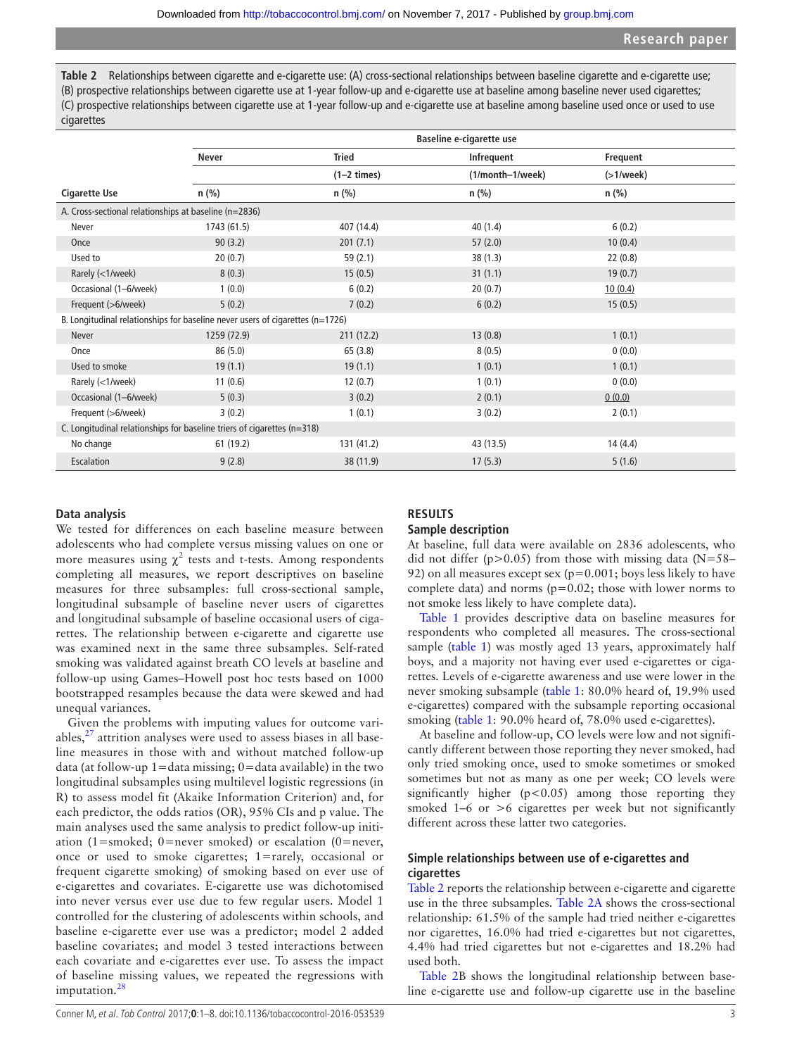**Table 2** Relationships between cigarette and e-cigarette use: (A) cross-sectional relationships between baseline cigarette and e-cigarette use; (B) prospective relationships between cigarette use at 1-year follow-up and e-cigarette use at baseline among baseline never used cigarettes; (C) prospective relationships between cigarette use at 1-year follow-up and e-cigarette use at baseline among baseline used once or used to use cigarettes

| | Baseline e-cigarette use | | | |
|---|---|---|---|---|
| | Never | Tried (1–2 times) | Infrequent (1/month–1/week) | Frequent (>1/week) |
| Cigarette Use | n (%) | n (%) | n (%) | n (%) |
| A. Cross-sectional relationships at baseline (n=2836) | | | | |
| Never | 1743 (61.5) | 407 (14.4) | 40 (1.4) | 6 (0.2) |
| Once | 90 (3.2) | 201 (7.1) | 57 (2.0) | 10 (0.4) |
| Used to | 20 (0.7) | 59 (2.1) | 38 (1.3) | 22 (0.8) |
| Rarely (<1/week) | 8 (0.3) | 15 (0.5) | 31 (1.1) | 19 (0.7) |
| Occasional (1–6/week) | 1 (0.0) | 6 (0.2) | 20 (0.7) | 10 (0.4) |
| Frequent (>6/week) | 5 (0.2) | 7 (0.2) | 6 (0.2) | 15 (0.5) |
| B. Longitudinal relationships for baseline never users of cigarettes (n=1726) | | | | |
| Never | 1259 (72.9) | 211 (12.2) | 13 (0.8) | 1 (0.1) |
| Once | 86 (5.0) | 65 (3.8) | 8 (0.5) | 0 (0.0) |
| Used to smoke | 19 (1.1) | 19 (1.1) | 1 (0.1) | 1 (0.1) |
| Rarely (<1/week) | 11 (0.6) | 12 (0.7) | 1 (0.1) | 0 (0.0) |
| Occasional (1–6/week) | 5 (0.3) | 3 (0.2) | 2 (0.1) | 0 (0.0) |
| Frequent (>6/week) | 3 (0.2) | 1 (0.1) | 3 (0.2) | 2 (0.1) |
| C. Longitudinal relationships for baseline triers of cigarettes (n=318) | | | | |
| No change | 61 (19.2) | 131 (41.2) | 43 (13.5) | 14 (4.4) |
| Escalation | 9 (2.8) | 38 (11.9) | 17 (5.3) | 5 (1.6) |

### Data analysis

We tested for differences on each baseline measure between adolescents who had complete versus missing values on one or more measures using $\chi^2$ tests and t-tests. Among respondents completing all measures, we report descriptives on baseline measures for three subsamples: full cross-sectional sample, longitudinal subsample of baseline never users of cigarettes and longitudinal subsample of baseline occasional users of cigarettes. The relationship between e-cigarette and cigarette use was examined next in the same three subsamples. Self-rated smoking was validated against breath CO levels at baseline and follow-up using Games–Howell post hoc tests based on 1000 bootstrapped resamples because the data were skewed and had unequal variances.

Given the problems with imputing values for outcome variables,[27] attrition analyses were used to assess biases in all baseline measures in those with and without matched follow-up data (at follow-up 1=data missing; 0=data available) in the two longitudinal subsamples using multilevel logistic regressions (in R) to assess model fit (Akaike Information Criterion) and, for each predictor, the odds ratios (OR), 95% CIs and p value. The main analyses used the same analysis to predict follow-up initiation (1=smoked; 0=never smoked) or escalation (0=never, once or used to smoke cigarettes; 1=rarely, occasional or frequent cigarette smoking) of smoking based on ever use of e-cigarettes and covariates. E-cigarette use was dichotomised into never versus ever use due to few regular users. Model 1 controlled for the clustering of adolescents within schools, and baseline e-cigarette ever use was a predictor; model 2 added baseline covariates; and model 3 tested interactions between each covariate and e-cigarettes ever use. To assess the impact of baseline missing values, we repeated the regressions with imputation.[28]

## RESULTS

### Sample description

At baseline, full data were available on 2836 adolescents, who did not differ ($p>0.05$) from those with missing data (N=58–92) on all measures except sex ($p=0.001$; boys less likely to have complete data) and norms ($p=0.02$; those with lower norms to not smoke less likely to have complete data).

Table 1 provides descriptive data on baseline measures for respondents who completed all measures. The cross-sectional sample (table 1) was mostly aged 13 years, approximately half boys, and a majority not having ever used e-cigarettes or cigarettes. Levels of e-cigarette awareness and use were lower in the never smoking subsample (table 1: 80.0% heard of, 19.9% used e-cigarettes) compared with the subsample reporting occasional smoking (table 1: 90.0% heard of, 78.0% used e-cigarettes).

At baseline and follow-up, CO levels were low and not significantly different between those reporting they never smoked, had only tried smoking once, used to smoke sometimes or smoked sometimes but not as many as one per week; CO levels were significantly higher ($p<0.05$) among those reporting they smoked 1–6 or >6 cigarettes per week but not significantly different across these latter two categories.

### Simple relationships between use of e-cigarettes and cigarettes

Table 2 reports the relationship between e-cigarette and cigarette use in the three subsamples. Table 2A shows the cross-sectional relationship: 61.5% of the sample had tried neither e-cigarettes nor cigarettes, 16.0% had tried e-cigarettes but not cigarettes, 4.4% had tried cigarettes but not e-cigarettes and 18.2% had used both.

Table 2B shows the longitudinal relationship between baseline e-cigarette use and follow-up cigarette use in the baseline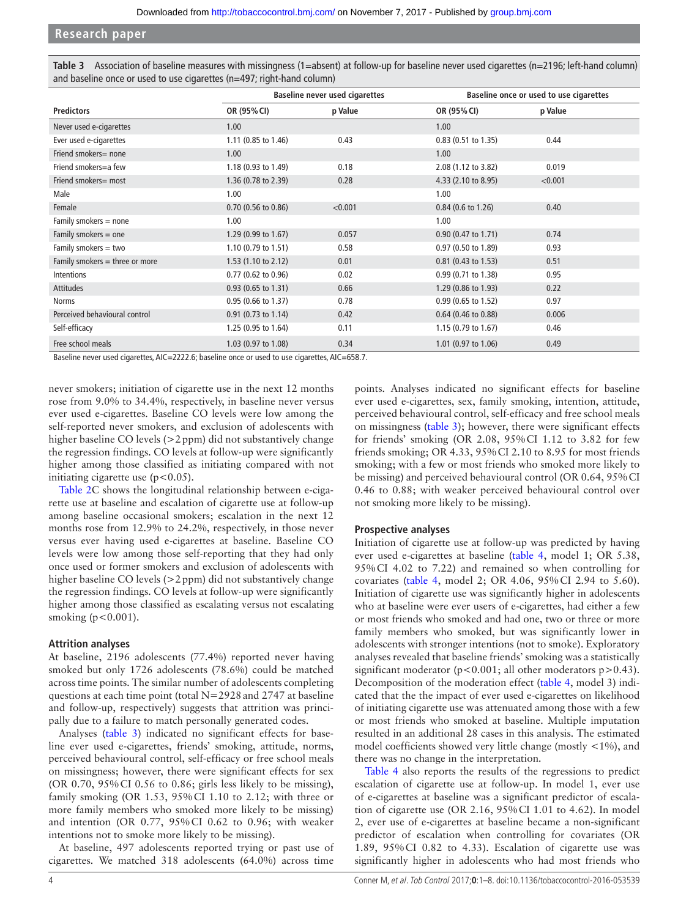**Table 3** Association of baseline measures with missingness (1=absent) at follow-up for baseline never used cigarettes (n=2196; left-hand column) and baseline once or used to use cigarettes (n=497; right-hand column)

| | Baseline never used cigarettes | | Baseline once or used to use cigarettes | |
|---|---|---|---|---|
| **Predictors** | **OR (95% CI)** | **p Value** | **OR (95% CI)** | **p Value** |
| Never used e-cigarettes | 1.00 | | 1.00 | |
| Ever used e-cigarettes | 1.11 (0.85 to 1.46) | 0.43 | 0.83 (0.51 to 1.35) | 0.44 |
| Friend smokers= none | 1.00 | | 1.00 | |
| Friend smokers=a few | 1.18 (0.93 to 1.49) | 0.18 | 2.08 (1.12 to 3.82) | 0.019 |
| Friend smokers= most | 1.36 (0.78 to 2.39) | 0.28 | 4.33 (2.10 to 8.95) | <0.001 |
| Male | 1.00 | | 1.00 | |
| Female | 0.70 (0.56 to 0.86) | <0.001 | 0.84 (0.6 to 1.26) | 0.40 |
| Family smokers = none | 1.00 | | 1.00 | |
| Family smokers = one | 1.29 (0.99 to 1.67) | 0.057 | 0.90 (0.47 to 1.71) | 0.74 |
| Family smokers = two | 1.10 (0.79 to 1.51) | 0.58 | 0.97 (0.50 to 1.89) | 0.93 |
| Family smokers = three or more | 1.53 (1.10 to 2.12) | 0.01 | 0.81 (0.43 to 1.53) | 0.51 |
| Intentions | 0.77 (0.62 to 0.96) | 0.02 | 0.99 (0.71 to 1.38) | 0.95 |
| Attitudes | 0.93 (0.65 to 1.31) | 0.66 | 1.29 (0.86 to 1.93) | 0.22 |
| Norms | 0.95 (0.66 to 1.37) | 0.78 | 0.99 (0.65 to 1.52) | 0.97 |
| Perceived behavioural control | 0.91 (0.73 to 1.14) | 0.42 | 0.64 (0.46 to 0.88) | 0.006 |
| Self-efficacy | 1.25 (0.95 to 1.64) | 0.11 | 1.15 (0.79 to 1.67) | 0.46 |
| Free school meals | 1.03 (0.97 to 1.08) | 0.34 | 1.01 (0.97 to 1.06) | 0.49 |

Baseline never used cigarettes, AIC=2222.6; baseline once or used to use cigarettes, AIC=658.7.

never smokers; initiation of cigarette use in the next 12 months rose from 9.0% to 34.4%, respectively, in baseline never versus ever used e-cigarettes. Baseline CO levels were low among the self-reported never smokers, and exclusion of adolescents with higher baseline CO levels (>2 ppm) did not substantively change the regression findings. CO levels at follow-up were significantly higher among those classified as initiating compared with not initiating cigarette use ($p<0.05$).

Table 2C shows the longitudinal relationship between e-cigarette use at baseline and escalation of cigarette use at follow-up among baseline occasional smokers; escalation in the next 12 months rose from 12.9% to 24.2%, respectively, in those never versus ever having used e-cigarettes at baseline. Baseline CO levels were low among those self-reporting that they had only once used or former smokers and exclusion of adolescents with higher baseline CO levels (>2 ppm) did not substantively change the regression findings. CO levels at follow-up were significantly higher among those classified as escalating versus not escalating smoking ($p<0.001$).

### Attrition analyses

At baseline, 2196 adolescents (77.4%) reported never having smoked but only 1726 adolescents (78.6%) could be matched across time points. The similar number of adolescents completing questions at each time point (total N=2928 and 2747 at baseline and follow-up, respectively) suggests that attrition was principally due to a failure to match personally generated codes.

Analyses (table 3) indicated no significant effects for baseline ever used e-cigarettes, friends' smoking, attitude, norms, perceived behavioural control, self-efficacy or free school meals on missingness; however, there were significant effects for sex (OR 0.70, 95% CI 0.56 to 0.86; girls less likely to be missing), family smoking (OR 1.53, 95% CI 1.10 to 2.12; with three or more family members who smoked more likely to be missing) and intention (OR 0.77, 95% CI 0.62 to 0.96; with weaker intentions not to smoke more likely to be missing).

At baseline, 497 adolescents reported trying or past use of cigarettes. We matched 318 adolescents (64.0%) across time points. Analyses indicated no significant effects for baseline ever used e-cigarettes, sex, family smoking, intention, attitude, perceived behavioural control, self-efficacy and free school meals on missingness (table 3); however, there were significant effects for friends' smoking (OR 2.08, 95% CI 1.12 to 3.82 for few friends smoking; OR 4.33, 95% CI 2.10 to 8.95 for most friends smoking; with a few or most friends who smoked more likely to be missing) and perceived behavioural control (OR 0.64, 95% CI 0.46 to 0.88; with weaker perceived behavioural control over not smoking more likely to be missing).

### Prospective analyses

Initiation of cigarette use at follow-up was predicted by having ever used e-cigarettes at baseline (table 4, model 1; OR 5.38, 95% CI 4.02 to 7.22) and remained so when controlling for covariates (table 4, model 2; OR 4.06, 95% CI 2.94 to 5.60). Initiation of cigarette use was significantly higher in adolescents who at baseline were ever users of e-cigarettes, had either a few or most friends who smoked and had one, two or three or more family members who smoked, but was significantly lower in adolescents with stronger intentions (not to smoke). Exploratory analyses revealed that baseline friends' smoking was a statistically significant moderator ($p<0.001$; all other moderators $p>0.43$). Decomposition of the moderation effect (table 4, model 3) indicated that the the impact of ever used e-cigarettes on likelihood of initiating cigarette use was attenuated among those with a few or most friends who smoked at baseline. Multiple imputation resulted in an additional 28 cases in this analysis. The estimated model coefficients showed very little change (mostly <1%), and there was no change in the interpretation.

Table 4 also reports the results of the regressions to predict escalation of cigarette use at follow-up. In model 1, ever use of e-cigarettes at baseline was a significant predictor of escalation of cigarette use (OR 2.16, 95% CI 1.01 to 4.62). In model 2, ever use of e-cigarettes at baseline became a non-significant predictor of escalation when controlling for covariates (OR 1.89, 95% CI 0.82 to 4.33). Escalation of cigarette use was significantly higher in adolescents who had most friends who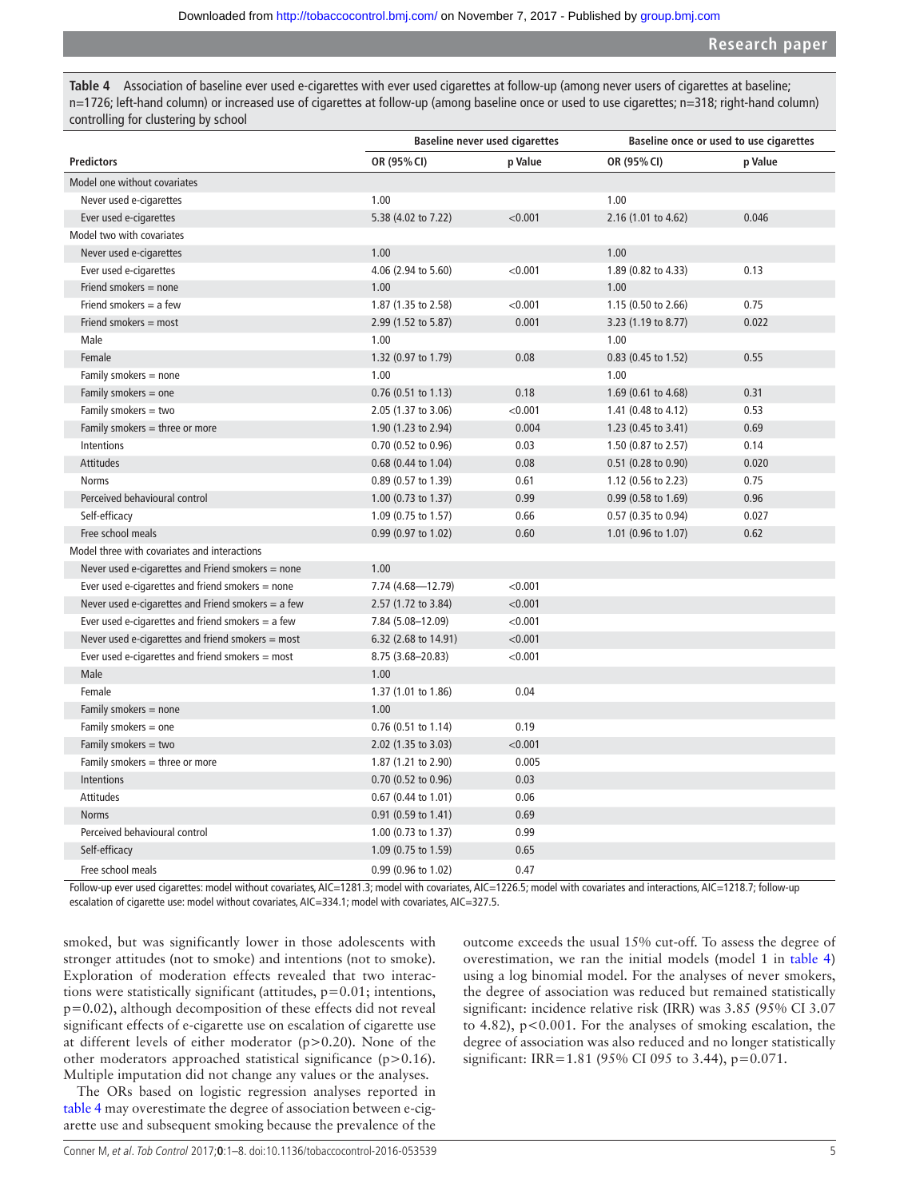**Table 4** Association of baseline ever used e-cigarettes with ever used cigarettes at follow-up (among never users of cigarettes at baseline; n=1726; left-hand column) or increased use of cigarettes at follow-up (among baseline once or used to use cigarettes; n=318; right-hand column) controlling for clustering by school

| | Baseline never used cigarettes | | Baseline once or used to use cigarettes | |
|---|---|---|---|---|
| **Predictors** | **OR (95% CI)** | **p Value** | **OR (95% CI)** | **p Value** |
| Model one without covariates | | | | |
| Never used e-cigarettes | 1.00 | | 1.00 | |
| Ever used e-cigarettes | 5.38 (4.02 to 7.22) | <0.001 | 2.16 (1.01 to 4.62) | 0.046 |
| Model two with covariates | | | | |
| Never used e-cigarettes | 1.00 | | 1.00 | |
| Ever used e-cigarettes | 4.06 (2.94 to 5.60) | <0.001 | 1.89 (0.82 to 4.33) | 0.13 |
| Friend smokers = none | 1.00 | | 1.00 | |
| Friend smokers = a few | 1.87 (1.35 to 2.58) | <0.001 | 1.15 (0.50 to 2.66) | 0.75 |
| Friend smokers = most | 2.99 (1.52 to 5.87) | 0.001 | 3.23 (1.19 to 8.77) | 0.022 |
| Male | 1.00 | | 1.00 | |
| Female | 1.32 (0.97 to 1.79) | 0.08 | 0.83 (0.45 to 1.52) | 0.55 |
| Family smokers = none | 1.00 | | 1.00 | |
| Family smokers = one | 0.76 (0.51 to 1.13) | 0.18 | 1.69 (0.61 to 4.68) | 0.31 |
| Family smokers = two | 2.05 (1.37 to 3.06) | <0.001 | 1.41 (0.48 to 4.12) | 0.53 |
| Family smokers = three or more | 1.90 (1.23 to 2.94) | 0.004 | 1.23 (0.45 to 3.41) | 0.69 |
| Intentions | 0.70 (0.52 to 0.96) | 0.03 | 1.50 (0.87 to 2.57) | 0.14 |
| Attitudes | 0.68 (0.44 to 1.04) | 0.08 | 0.51 (0.28 to 0.90) | 0.020 |
| Norms | 0.89 (0.57 to 1.39) | 0.61 | 1.12 (0.56 to 2.23) | 0.75 |
| Perceived behavioural control | 1.00 (0.73 to 1.37) | 0.99 | 0.99 (0.58 to 1.69) | 0.96 |
| Self-efficacy | 1.09 (0.75 to 1.57) | 0.66 | 0.57 (0.35 to 0.94) | 0.027 |
| Free school meals | 0.99 (0.97 to 1.02) | 0.60 | 1.01 (0.96 to 1.07) | 0.62 |
| Model three with covariates and interactions | | | | |
| Never used e-cigarettes and Friend smokers = none | 1.00 | | | |
| Ever used e-cigarettes and Friend smokers = none | 7.74 (4.68—12.79) | <0.001 | | |
| Never used e-cigarettes and Friend smokers = a few | 2.57 (1.72 to 3.84) | <0.001 | | |
| Ever used e-cigarettes and friend smokers = a few | 7.84 (5.08–12.09) | <0.001 | | |
| Never used e-cigarettes and friend smokers = most | 6.32 (2.68 to 14.91) | <0.001 | | |
| Ever used e-cigarettes and friend smokers = most | 8.75 (3.68–20.83) | <0.001 | | |
| Male | 1.00 | | | |
| Female | 1.37 (1.01 to 1.86) | 0.04 | | |
| Family smokers = none | 1.00 | | | |
| Family smokers = one | 0.76 (0.51 to 1.14) | 0.19 | | |
| Family smokers = two | 2.02 (1.35 to 3.03) | <0.001 | | |
| Family smokers = three or more | 1.87 (1.21 to 2.90) | 0.005 | | |
| Intentions | 0.70 (0.52 to 0.96) | 0.03 | | |
| Attitudes | 0.67 (0.44 to 1.01) | 0.06 | | |
| Norms | 0.91 (0.59 to 1.41) | 0.69 | | |
| Perceived behavioural control | 1.00 (0.73 to 1.37) | 0.99 | | |
| Self-efficacy | 1.09 (0.75 to 1.59) | 0.65 | | |
| Free school meals | 0.99 (0.96 to 1.02) | 0.47 | | |

Follow-up ever used cigarettes: model without covariates, AIC=1281.3; model with covariates, AIC=1226.5; model with covariates and interactions, AIC=1218.7; follow-up escalation of cigarette use: model without covariates, AIC=334.1; model with covariates, AIC=327.5.

smoked, but was significantly lower in those adolescents with stronger attitudes (not to smoke) and intentions (not to smoke). Exploration of moderation effects revealed that two interactions were statistically significant (attitudes, $p=0.01$; intentions, $p=0.02$), although decomposition of these effects did not reveal significant effects of e-cigarette use on escalation of cigarette use at different levels of either moderator ($p>0.20$). None of the other moderators approached statistical significance ($p>0.16$). Multiple imputation did not change any values or the analyses.

The ORs based on logistic regression analyses reported in table 4 may overestimate the degree of association between e-cigarette use and subsequent smoking because the prevalence of the outcome exceeds the usual 15% cut-off. To assess the degree of overestimation, we ran the initial models (model 1 in table 4) using a log binomial model. For the analyses of never smokers, the degree of association was reduced but remained statistically significant: incidence relative risk (IRR) was 3.85 (95% CI 3.07 to 4.82), $p<0.001$. For the analyses of smoking escalation, the degree of association was also reduced and no longer statistically significant: IRR=1.81 (95% CI 095 to 3.44), $p=0.071$.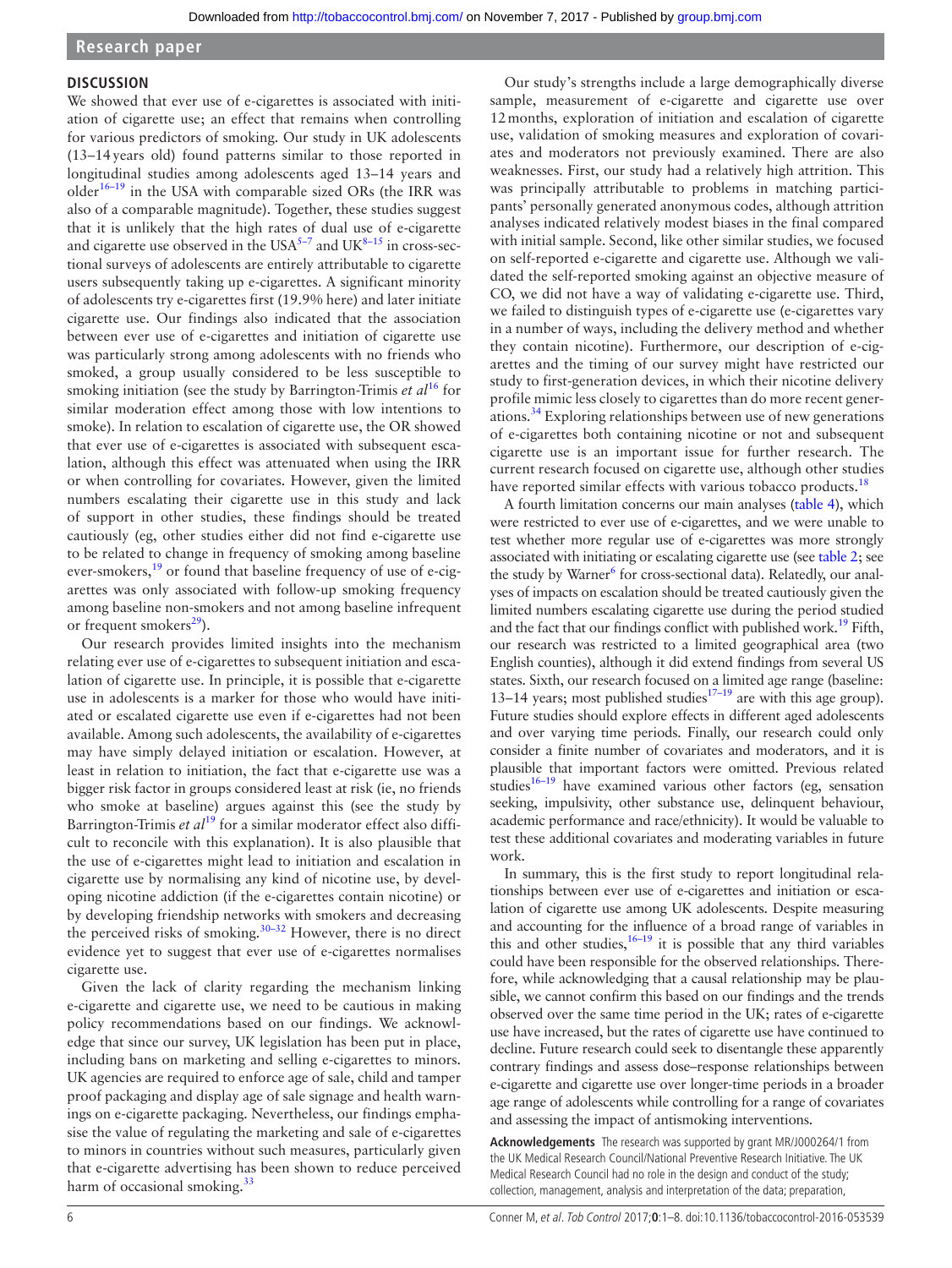## DISCUSSION

We showed that ever use of e-cigarettes is associated with initiation of cigarette use; an effect that remains when controlling for various predictors of smoking. Our study in UK adolescents (13–14 years old) found patterns similar to those reported in longitudinal studies among adolescents aged 13–14 years and older[16–19] in the USA with comparable sized ORs (the IRR was also of a comparable magnitude). Together, these studies suggest that it is unlikely that the high rates of dual use of e-cigarette and cigarette use observed in the USA[5–7] and UK[8–15] in cross-sectional surveys of adolescents are entirely attributable to cigarette users subsequently taking up e-cigarettes. A significant minority of adolescents try e-cigarettes first (19.9% here) and later initiate cigarette use. Our findings also indicated that the association between ever use of e-cigarettes and initiation of cigarette use was particularly strong among adolescents with no friends who smoked, a group usually considered to be less susceptible to smoking initiation (see the study by Barrington-Trimis *et al*[16] for similar moderation effect among those with low intentions to smoke). In relation to escalation of cigarette use, the OR showed that ever use of e-cigarettes is associated with subsequent escalation, although this effect was attenuated when using the IRR or when controlling for covariates. However, given the limited numbers escalating their cigarette use in this study and lack of support in other studies, these findings should be treated cautiously (eg, other studies either did not find e-cigarette use to be related to change in frequency of smoking among baseline ever-smokers,[19] or found that baseline frequency of use of e-cigarettes was only associated with follow-up smoking frequency among baseline non-smokers and not among baseline infrequent or frequent smokers[29]).

Our research provides limited insights into the mechanism relating ever use of e-cigarettes to subsequent initiation and escalation of cigarette use. In principle, it is possible that e-cigarette use in adolescents is a marker for those who would have initiated or escalated cigarette use even if e-cigarettes had not been available. Among such adolescents, the availability of e-cigarettes may have simply delayed initiation or escalation. However, at least in relation to initiation, the fact that e-cigarette use was a bigger risk factor in groups considered least at risk (ie, no friends who smoke at baseline) argues against this (see the study by Barrington-Trimis *et al*[19] for a similar moderator effect also difficult to reconcile with this explanation). It is also plausible that the use of e-cigarettes might lead to initiation and escalation in cigarette use by normalising any kind of nicotine use, by developing nicotine addiction (if the e-cigarettes contain nicotine) or by developing friendship networks with smokers and decreasing the perceived risks of smoking.[30–32] However, there is no direct evidence yet to suggest that ever use of e-cigarettes normalises cigarette use.

Given the lack of clarity regarding the mechanism linking e-cigarette and cigarette use, we need to be cautious in making policy recommendations based on our findings. We acknowledge that since our survey, UK legislation has been put in place, including bans on marketing and selling e-cigarettes to minors. UK agencies are required to enforce age of sale, child and tamper proof packaging and display age of sale signage and health warnings on e-cigarette packaging. Nevertheless, our findings emphasise the value of regulating the marketing and sale of e-cigarettes to minors in countries without such measures, particularly given that e-cigarette advertising has been shown to reduce perceived harm of occasional smoking.[33]

Our study's strengths include a large demographically diverse sample, measurement of e-cigarette and cigarette use over 12 months, exploration of initiation and escalation of cigarette use, validation of smoking measures and exploration of covariates and moderators not previously examined. There are also weaknesses. First, our study had a relatively high attrition. This was principally attributable to problems in matching participants' personally generated anonymous codes, although attrition analyses indicated relatively modest biases in the final compared with initial sample. Second, like other similar studies, we focused on self-reported e-cigarette and cigarette use. Although we validated the self-reported smoking against an objective measure of CO, we did not have a way of validating e-cigarette use. Third, we failed to distinguish types of e-cigarette use (e-cigarettes vary in a number of ways, including the delivery method and whether they contain nicotine). Furthermore, our description of e-cigarettes and the timing of our survey might have restricted our study to first-generation devices, in which their nicotine delivery profile mimic less closely to cigarettes than do more recent generations.[34] Exploring relationships between use of new generations of e-cigarettes both containing nicotine or not and subsequent cigarette use is an important issue for further research. The current research focused on cigarette use, although other studies have reported similar effects with various tobacco products.[18]

A fourth limitation concerns our main analyses (table 4), which were restricted to ever use of e-cigarettes, and we were unable to test whether more regular use of e-cigarettes was more strongly associated with initiating or escalating cigarette use (see table 2; see the study by Warner[6] for cross-sectional data). Relatedly, our analyses of impacts on escalation should be treated cautiously given the limited numbers escalating cigarette use during the period studied and the fact that our findings conflict with published work.[19] Fifth, our research was restricted to a limited geographical area (two English counties), although it did extend findings from several US states. Sixth, our research focused on a limited age range (baseline: 13–14 years; most published studies[17–19] are with this age group). Future studies should explore effects in different aged adolescents and over varying time periods. Finally, our research could only consider a finite number of covariates and moderators, and it is plausible that important factors were omitted. Previous related studies[16–19] have examined various other factors (eg, sensation seeking, impulsivity, other substance use, delinquent behaviour, academic performance and race/ethnicity). It would be valuable to test these additional covariates and moderating variables in future work.

In summary, this is the first study to report longitudinal relationships between ever use of e-cigarettes and initiation or escalation of cigarette use among UK adolescents. Despite measuring and accounting for the influence of a broad range of variables in this and other studies,[16–19] it is possible that any third variables could have been responsible for the observed relationships. Therefore, while acknowledging that a causal relationship may be plausible, we cannot confirm this based on our findings and the trends observed over the same time period in the UK; rates of e-cigarette use have increased, but the rates of cigarette use have continued to decline. Future research could seek to disentangle these apparently contrary findings and assess dose–response relationships between e-cigarette and cigarette use over longer-time periods in a broader age range of adolescents while controlling for a range of covariates and assessing the impact of antismoking interventions.

**Acknowledgements** The research was supported by grant MR/J000264/1 from the UK Medical Research Council/National Preventive Research Initiative. The UK Medical Research Council had no role in the design and conduct of the study; collection, management, analysis and interpretation of the data; preparation,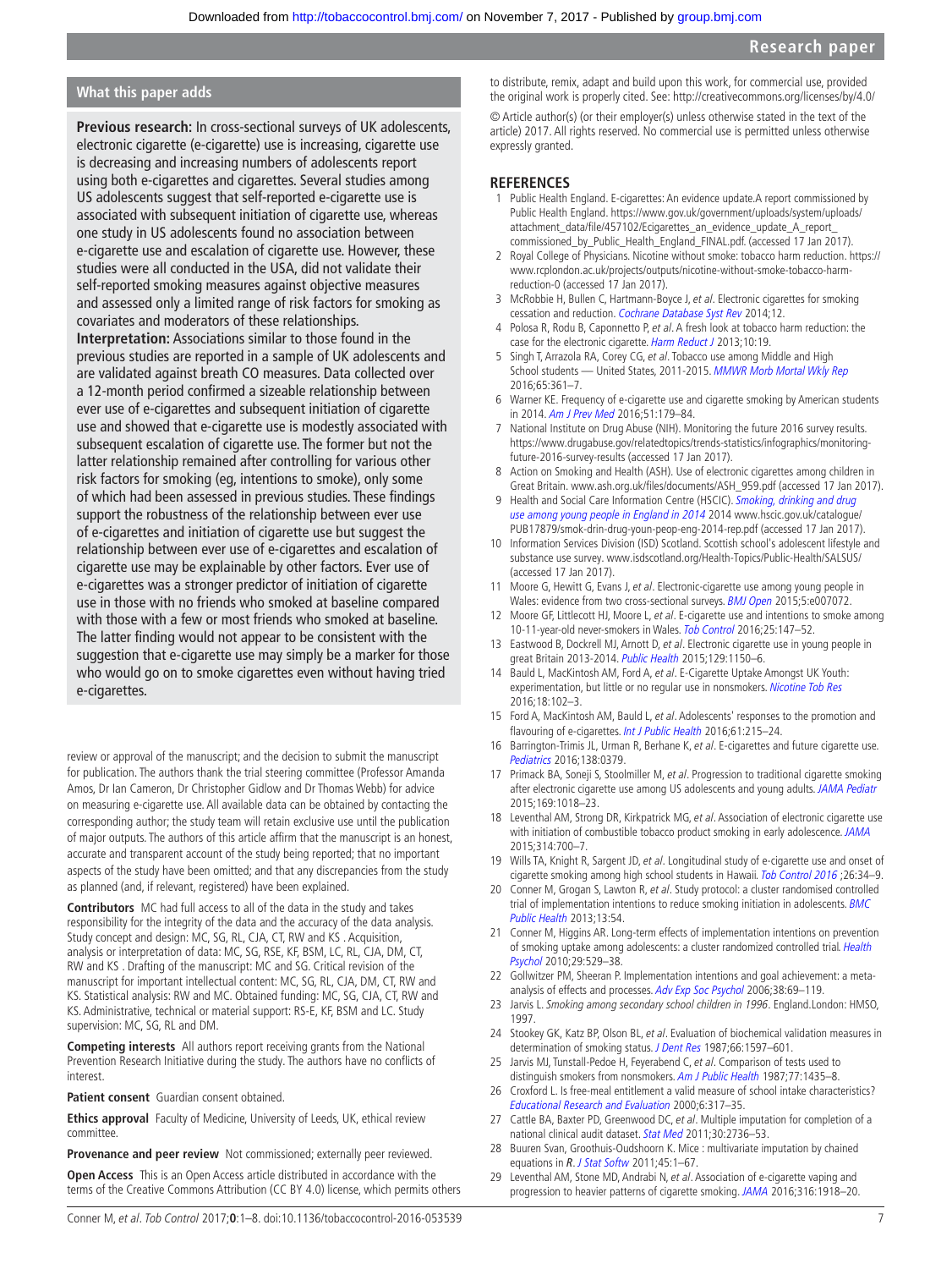## What this paper adds

**Previous research:** In cross-sectional surveys of UK adolescents, electronic cigarette (e-cigarette) use is increasing, cigarette use is decreasing and increasing numbers of adolescents report using both e-cigarettes and cigarettes. Several studies among US adolescents suggest that self-reported e-cigarette use is associated with subsequent initiation of cigarette use, whereas one study in US adolescents found no association between e-cigarette use and escalation of cigarette use. However, these studies were all conducted in the USA, did not validate their self-reported smoking measures against objective measures and assessed only a limited range of risk factors for smoking as covariates and moderators of these relationships.

**Interpretation:** Associations similar to those found in the previous studies are reported in a sample of UK adolescents and are validated against breath CO measures. Data collected over a 12-month period confirmed a sizeable relationship between ever use of e-cigarettes and subsequent initiation of cigarette use and showed that e-cigarette use is modestly associated with subsequent escalation of cigarette use. The former but not the latter relationship remained after controlling for various other risk factors for smoking (eg, intentions to smoke), only some of which had been assessed in previous studies. These findings support the robustness of the relationship between ever use of e-cigarettes and initiation of cigarette use but suggest the relationship between ever use of e-cigarettes and escalation of cigarette use may be explainable by other factors. Ever use of e-cigarettes was a stronger predictor of initiation of cigarette use in those with no friends who smoked at baseline compared with those with a few or most friends who smoked at baseline. The latter finding would not appear to be consistent with the suggestion that e-cigarette use may simply be a marker for those who would go on to smoke cigarettes even without having tried e-cigarettes.

review or approval of the manuscript; and the decision to submit the manuscript for publication. The authors thank the trial steering committee (Professor Amanda Amos, Dr Ian Cameron, Dr Christopher Gidlow and Dr Thomas Webb) for advice on measuring e-cigarette use. All available data can be obtained by contacting the corresponding author; the study team will retain exclusive use until the publication of major outputs. The authors of this article affirm that the manuscript is an honest, accurate and transparent account of the study being reported; that no important aspects of the study have been omitted; and that any discrepancies from the study as planned (and, if relevant, registered) have been explained.

**Contributors** MC had full access to all of the data in the study and takes responsibility for the integrity of the data and the accuracy of the data analysis. Study concept and design: MC, SG, RL, CJA, CT, RW and KS . Acquisition, analysis or interpretation of data: MC, SG, RSE, KF, BSM, LC, RL, CJA, DM, CT, RW and KS . Drafting of the manuscript: MC and SG. Critical revision of the manuscript for important intellectual content: MC, SG, RL, CJA, DM, CT, RW and KS. Statistical analysis: RW and MC. Obtained funding: MC, SG, CJA, CT, RW and KS. Administrative, technical or material support: RS-E, KF, BSM and LC. Study supervision: MC, SG, RL and DM.

**Competing interests** All authors report receiving grants from the National Prevention Research Initiative during the study. The authors have no conflicts of interest.

**Patient consent** Guardian consent obtained.

**Ethics approval** Faculty of Medicine, University of Leeds, UK, ethical review committee.

**Provenance and peer review** Not commissioned; externally peer reviewed.

**Open Access** This is an Open Access article distributed in accordance with the terms of the Creative Commons Attribution (CC BY 4.0) license, which permits others to distribute, remix, adapt and build upon this work, for commercial use, provided the original work is properly cited. See: http://creativecommons.org/licenses/by/4.0/

© Article author(s) (or their employer(s) unless otherwise stated in the text of the article) 2017. All rights reserved. No commercial use is permitted unless otherwise expressly granted.

## REFERENCES

1. Public Health England. E-cigarettes: An evidence update.A report commissioned by Public Health England. https://www.gov.uk/government/uploads/system/uploads/attachment_data/file/457102/Ecigarettes_an_evidence_update_A_report_commissioned_by_Public_Health_England_FINAL.pdf. (accessed 17 Jan 2017).
2. Royal College of Physicians. Nicotine without smoke: tobacco harm reduction. https://www.rcplondon.ac.uk/projects/outputs/nicotine-without-smoke-tobacco-harm-reduction-0 (accessed 17 Jan 2017).
3. McRobbie H, Bullen C, Hartmann-Boyce J, *et al*. Electronic cigarettes for smoking cessation and reduction. *Cochrane Database Syst Rev* 2014;12.
4. Polosa R, Rodu B, Caponnetto P, *et al*. A fresh look at tobacco harm reduction: the case for the electronic cigarette. *Harm Reduct J* 2013;10:19.
5. Singh T, Arrazola RA, Corey CG, *et al*. Tobacco use among Middle and High School students — United States, 2011-2015. *MMWR Morb Mortal Wkly Rep* 2016;65:361–7.
6. Warner KE. Frequency of e-cigarette use and cigarette smoking by American students in 2014. *Am J Prev Med* 2016;51:179–84.
7. National Institute on Drug Abuse (NIH). Monitoring the future 2016 survey results. https://www.drugabuse.gov/relatedtopics/trends-statistics/infographics/monitoring-future-2016-survey-results (accessed 17 Jan 2017).
8. Action on Smoking and Health (ASH). Use of electronic cigarettes among children in Great Britain. www.ash.org.uk/files/documents/ASH_959.pdf (accessed 17 Jan 2017).
9. Health and Social Care Information Centre (HSCIC). *Smoking, drinking and drug use among young people in England in 2014* 2014 www.hscic.gov.uk/catalogue/PUB17879/smok-drin-drug-youn-peop-eng-2014-rep.pdf (accessed 17 Jan 2017).
10. Information Services Division (ISD) Scotland. Scottish school's adolescent lifestyle and substance use survey. www.isdscotland.org/Health-Topics/Public-Health/SALSUS/ (accessed 17 Jan 2017).
11. Moore G, Hewitt G, Evans J, *et al*. Electronic-cigarette use among young people in Wales: evidence from two cross-sectional surveys. *BMJ Open* 2015;5:e007072.
12. Moore GF, Littlecott HJ, Moore L, *et al*. E-cigarette use and intentions to smoke among 10-11-year-old never-smokers in Wales. *Tob Control* 2016;25:147–52.
13. Eastwood B, Dockrell MJ, Arnott D, *et al*. Electronic cigarette use in young people in great Britain 2013-2014. *Public Health* 2015;129:1150–6.
14. Bauld L, MacKintosh AM, Ford A, *et al*. E-Cigarette Uptake Amongst UK Youth: experimentation, but little or no regular use in nonsmokers. *Nicotine Tob Res* 2016;18:102–3.
15. Ford A, MacKintosh AM, Bauld L, *et al*. Adolescents' responses to the promotion and flavouring of e-cigarettes. *Int J Public Health* 2016;61:215–24.
16. Barrington-Trimis JL, Urman R, Berhane K, *et al*. E-cigarettes and future cigarette use. *Pediatrics* 2016;138:0379.
17. Primack BA, Soneji S, Stoolmiller M, *et al*. Progression to traditional cigarette smoking after electronic cigarette use among US adolescents and young adults. *JAMA Pediatr* 2015;169:1018–23.
18. Leventhal AM, Strong DR, Kirkpatrick MG, *et al*. Association of electronic cigarette use with initiation of combustible tobacco product smoking in early adolescence. *JAMA* 2015;314:700–7.
19. Wills TA, Knight R, Sargent JD, *et al*. Longitudinal study of e-cigarette use and onset of cigarette smoking among high school students in Hawaii. *Tob Control 2016* ;26:34–9.
20. Conner M, Grogan S, Lawton R, *et al*. Study protocol: a cluster randomised controlled trial of implementation intentions to reduce smoking initiation in adolescents. *BMC Public Health* 2013;13:54.
21. Conner M, Higgins AR. Long-term effects of implementation intentions on prevention of smoking uptake among adolescents: a cluster randomized controlled trial. *Health Psychol* 2010;29:529–38.
22. Gollwitzer PM, Sheeran P. Implementation intentions and goal achievement: a meta-analysis of effects and processes. *Adv Exp Soc Psychol* 2006;38:69–119.
23. Jarvis L. *Smoking among secondary school children in 1996*. England.London: HMSO, 1997.
24. Stookey GK, Katz BP, Olson BL, *et al*. Evaluation of biochemical validation measures in determination of smoking status. *J Dent Res* 1987;66:1597–601.
25. Jarvis MJ, Tunstall-Pedoe H, Feyerabend C, *et al*. Comparison of tests used to distinguish smokers from nonsmokers. *Am J Public Health* 1987;77:1435–8.
26. Croxford L. Is free-meal entitlement a valid measure of school intake characteristics? *Educational Research and Evaluation* 2000;6:317–35.
27. Cattle BA, Baxter PD, Greenwood DC, *et al*. Multiple imputation for completion of a national clinical audit dataset. *Stat Med* 2011;30:2736–53.
28. Buuren Svan, Groothuis-Oudshoorn K. Mice : multivariate imputation by chained equations in *R*. *J Stat Softw* 2011;45:1–67.
29. Leventhal AM, Stone MD, Andrabi N, *et al*. Association of e-cigarette vaping and progression to heavier patterns of cigarette smoking. *JAMA* 2016;316:1918–20.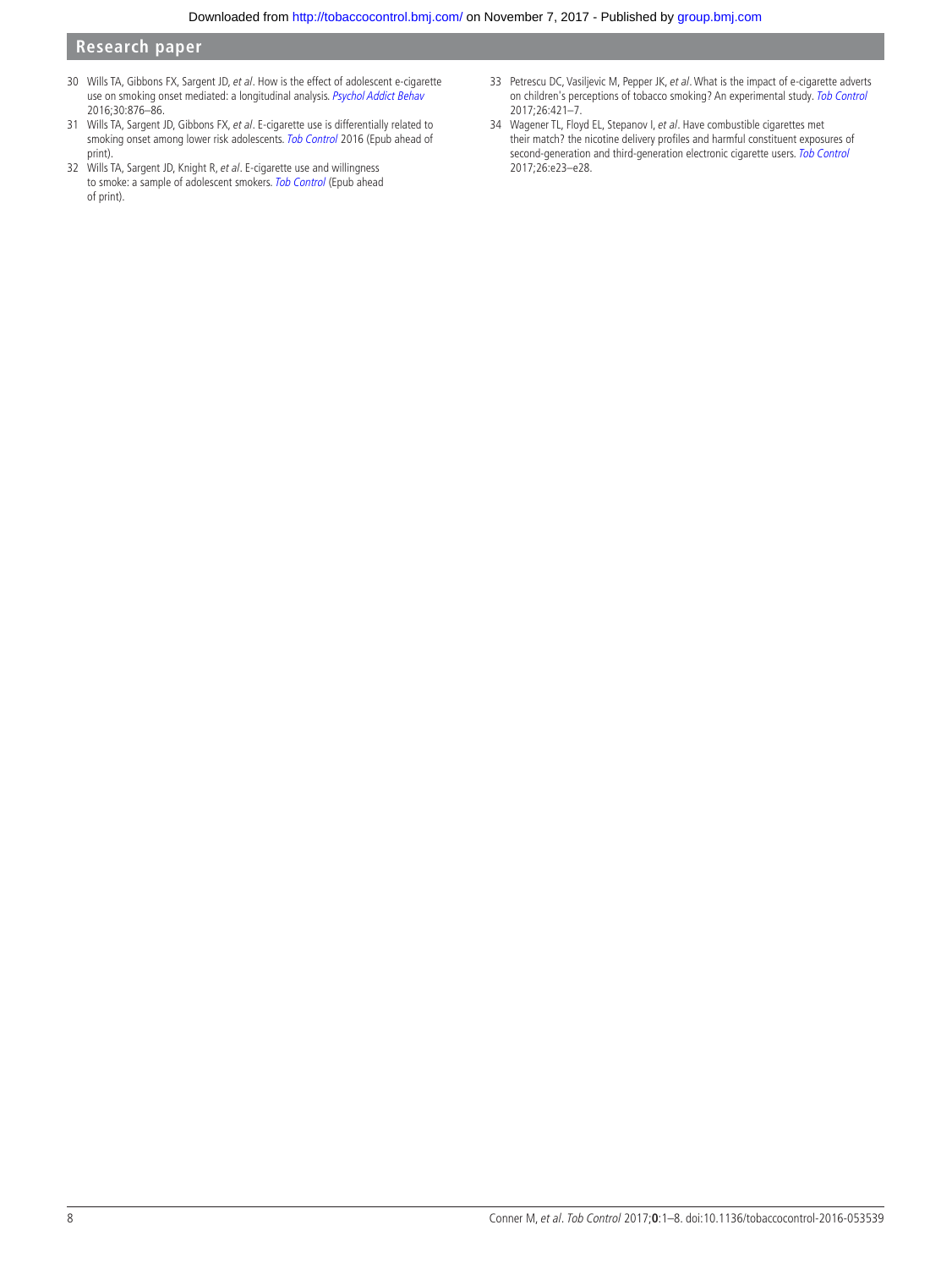30 Wills TA, Gibbons FX, Sargent JD, *et al*. How is the effect of adolescent e-cigarette use on smoking onset mediated: a longitudinal analysis. *Psychol Addict Behav* 2016;30:876–86.

31 Wills TA, Sargent JD, Gibbons FX, *et al*. E-cigarette use is differentially related to smoking onset among lower risk adolescents. *Tob Control* 2016 (Epub ahead of print).

32 Wills TA, Sargent JD, Knight R, *et al*. E-cigarette use and willingness to smoke: a sample of adolescent smokers. *Tob Control* (Epub ahead of print).

33 Petrescu DC, Vasiljevic M, Pepper JK, *et al*. What is the impact of e-cigarette adverts on children's perceptions of tobacco smoking? An experimental study. *Tob Control* 2017;26:421–7.

34 Wagener TL, Floyd EL, Stepanov I, *et al*. Have combustible cigarettes met their match? the nicotine delivery profiles and harmful constituent exposures of second-generation and third-generation electronic cigarette users. *Tob Control* 2017;26:e23–e28.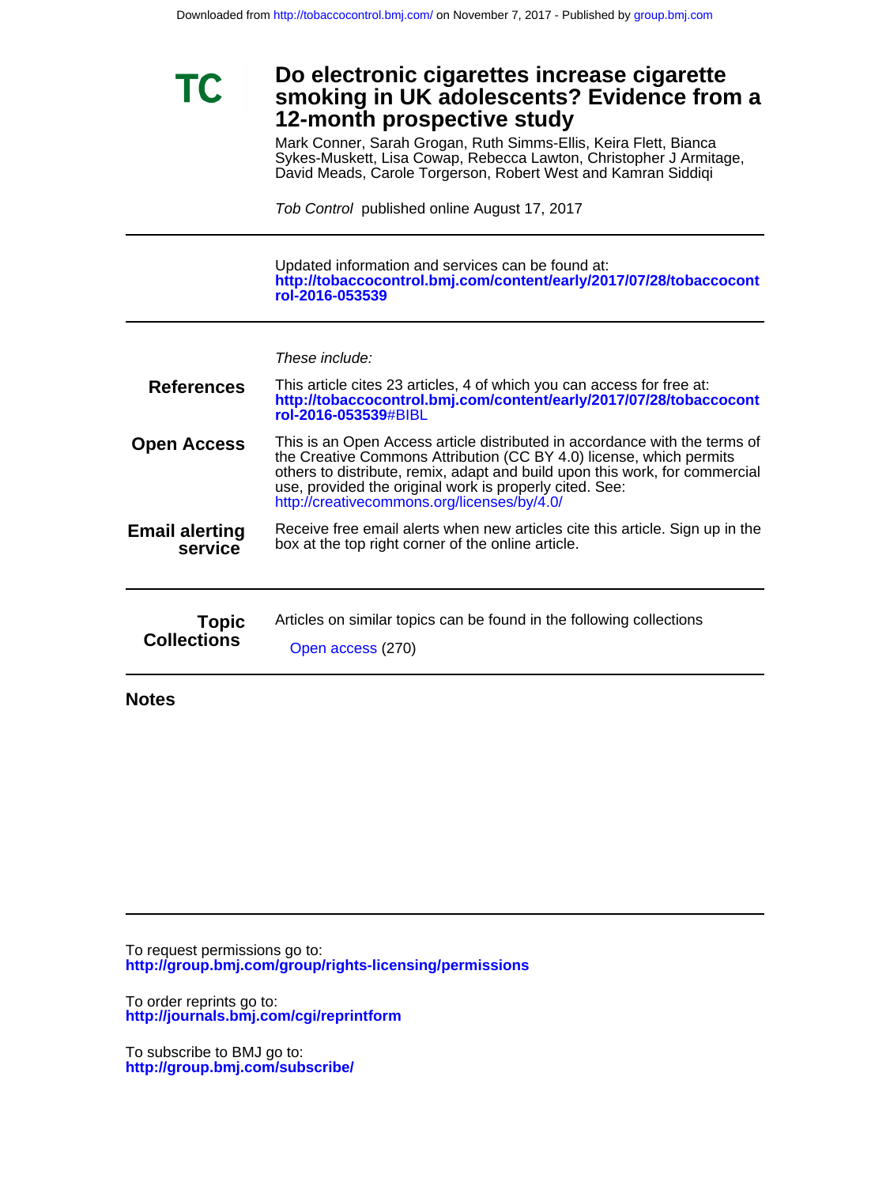Downloaded from http://tobaccocontrol.bmj.com/ on November 7, 2017 - Published by group.bmj.com

**TC**

# Do electronic cigarettes increase cigarette smoking in UK adolescents? Evidence from a 12-month prospective study

Mark Conner, Sarah Grogan, Ruth Simms-Ellis, Keira Flett, Bianca Sykes-Muskett, Lisa Cowap, Rebecca Lawton, Christopher J Armitage, David Meads, Carole Torgerson, Robert West and Kamran Siddiqi

*Tob Control* published online August 17, 2017

Updated information and services can be found at:
**http://tobaccocontrol.bmj.com/content/early/2017/07/28/tobaccocontrol-2016-053539**

*These include:*

**References**
This article cites 23 articles, 4 of which you can access for free at:
**http://tobaccocontrol.bmj.com/content/early/2017/07/28/tobaccocontrol-2016-053539**#BIBL

**Open Access**
This is an Open Access article distributed in accordance with the terms of the Creative Commons Attribution (CC BY 4.0) license, which permits others to distribute, remix, adapt and build upon this work, for commercial use, provided the original work is properly cited. See: http://creativecommons.org/licenses/by/4.0/

**Email alerting service**
Receive free email alerts when new articles cite this article. Sign up in the box at the top right corner of the online article.

**Topic Collections**
Articles on similar topics can be found in the following collections

Open access (270)

## Notes

To request permissions go to:
**http://group.bmj.com/group/rights-licensing/permissions**

To order reprints go to:
**http://journals.bmj.com/cgi/reprintform**

To subscribe to BMJ go to:
**http://group.bmj.com/subscribe/**